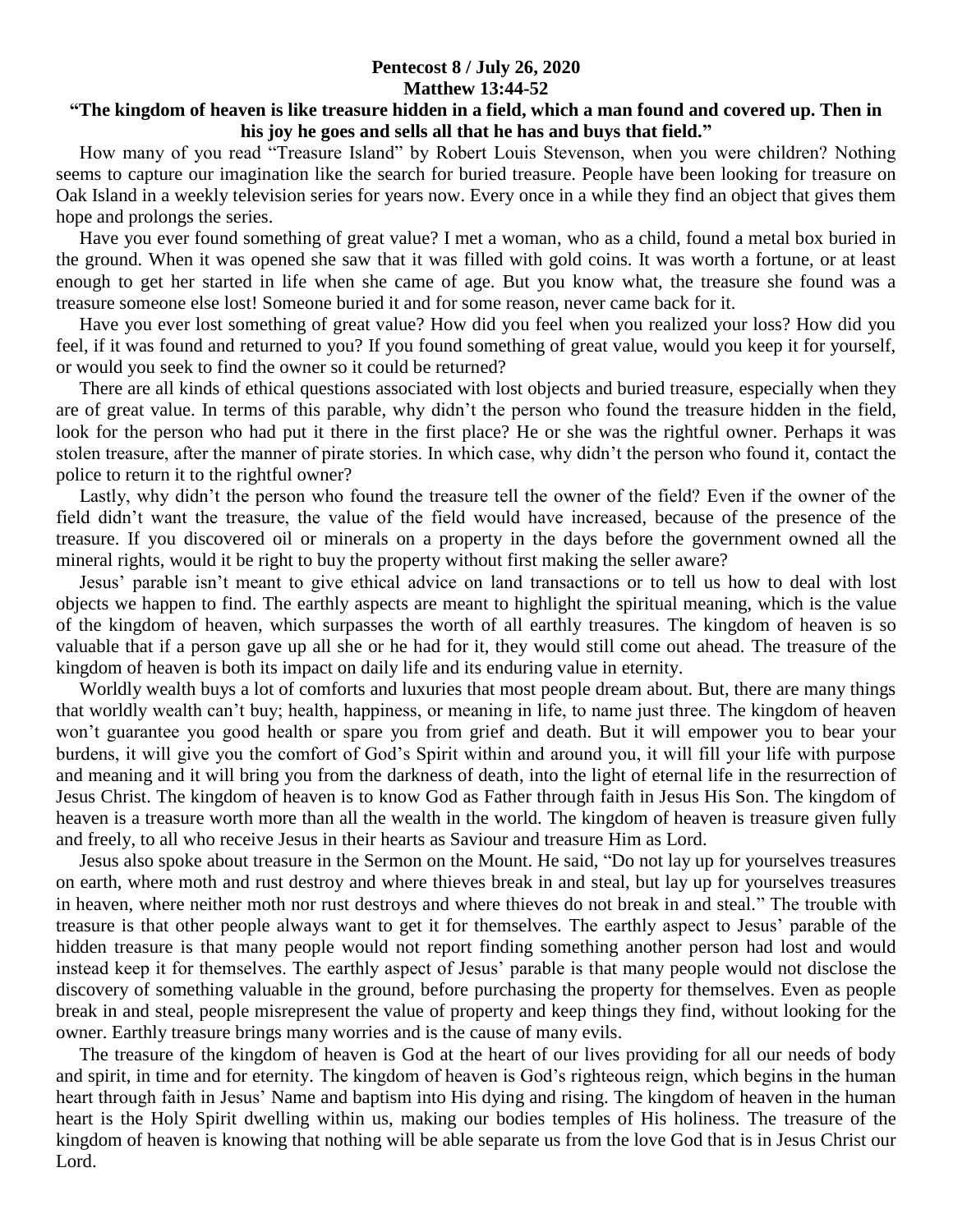**Pentecost 8 / July 26, 2020**
**Matthew 13:44-52**

**"The kingdom of heaven is like treasure hidden in a field, which a man found and covered up. Then in his joy he goes and sells all that he has and buys that field."**

How many of you read "Treasure Island" by Robert Louis Stevenson, when you were children? Nothing seems to capture our imagination like the search for buried treasure. People have been looking for treasure on Oak Island in a weekly television series for years now. Every once in a while they find an object that gives them hope and prolongs the series.

Have you ever found something of great value? I met a woman, who as a child, found a metal box buried in the ground. When it was opened she saw that it was filled with gold coins. It was worth a fortune, or at least enough to get her started in life when she came of age. But you know what, the treasure she found was a treasure someone else lost! Someone buried it and for some reason, never came back for it.

Have you ever lost something of great value? How did you feel when you realized your loss? How did you feel, if it was found and returned to you? If you found something of great value, would you keep it for yourself, or would you seek to find the owner so it could be returned?

There are all kinds of ethical questions associated with lost objects and buried treasure, especially when they are of great value. In terms of this parable, why didn't the person who found the treasure hidden in the field, look for the person who had put it there in the first place? He or she was the rightful owner. Perhaps it was stolen treasure, after the manner of pirate stories. In which case, why didn't the person who found it, contact the police to return it to the rightful owner?

Lastly, why didn't the person who found the treasure tell the owner of the field? Even if the owner of the field didn't want the treasure, the value of the field would have increased, because of the presence of the treasure. If you discovered oil or minerals on a property in the days before the government owned all the mineral rights, would it be right to buy the property without first making the seller aware?

Jesus' parable isn't meant to give ethical advice on land transactions or to tell us how to deal with lost objects we happen to find. The earthly aspects are meant to highlight the spiritual meaning, which is the value of the kingdom of heaven, which surpasses the worth of all earthly treasures. The kingdom of heaven is so valuable that if a person gave up all she or he had for it, they would still come out ahead. The treasure of the kingdom of heaven is both its impact on daily life and its enduring value in eternity.

Worldly wealth buys a lot of comforts and luxuries that most people dream about. But, there are many things that worldly wealth can't buy; health, happiness, or meaning in life, to name just three. The kingdom of heaven won't guarantee you good health or spare you from grief and death. But it will empower you to bear your burdens, it will give you the comfort of God's Spirit within and around you, it will fill your life with purpose and meaning and it will bring you from the darkness of death, into the light of eternal life in the resurrection of Jesus Christ. The kingdom of heaven is to know God as Father through faith in Jesus His Son. The kingdom of heaven is a treasure worth more than all the wealth in the world. The kingdom of heaven is treasure given fully and freely, to all who receive Jesus in their hearts as Saviour and treasure Him as Lord.

Jesus also spoke about treasure in the Sermon on the Mount. He said, "Do not lay up for yourselves treasures on earth, where moth and rust destroy and where thieves break in and steal, but lay up for yourselves treasures in heaven, where neither moth nor rust destroys and where thieves do not break in and steal." The trouble with treasure is that other people always want to get it for themselves. The earthly aspect to Jesus' parable of the hidden treasure is that many people would not report finding something another person had lost and would instead keep it for themselves. The earthly aspect of Jesus' parable is that many people would not disclose the discovery of something valuable in the ground, before purchasing the property for themselves. Even as people break in and steal, people misrepresent the value of property and keep things they find, without looking for the owner. Earthly treasure brings many worries and is the cause of many evils.

The treasure of the kingdom of heaven is God at the heart of our lives providing for all our needs of body and spirit, in time and for eternity. The kingdom of heaven is God's righteous reign, which begins in the human heart through faith in Jesus' Name and baptism into His dying and rising. The kingdom of heaven in the human heart is the Holy Spirit dwelling within us, making our bodies temples of His holiness. The treasure of the kingdom of heaven is knowing that nothing will be able separate us from the love God that is in Jesus Christ our Lord.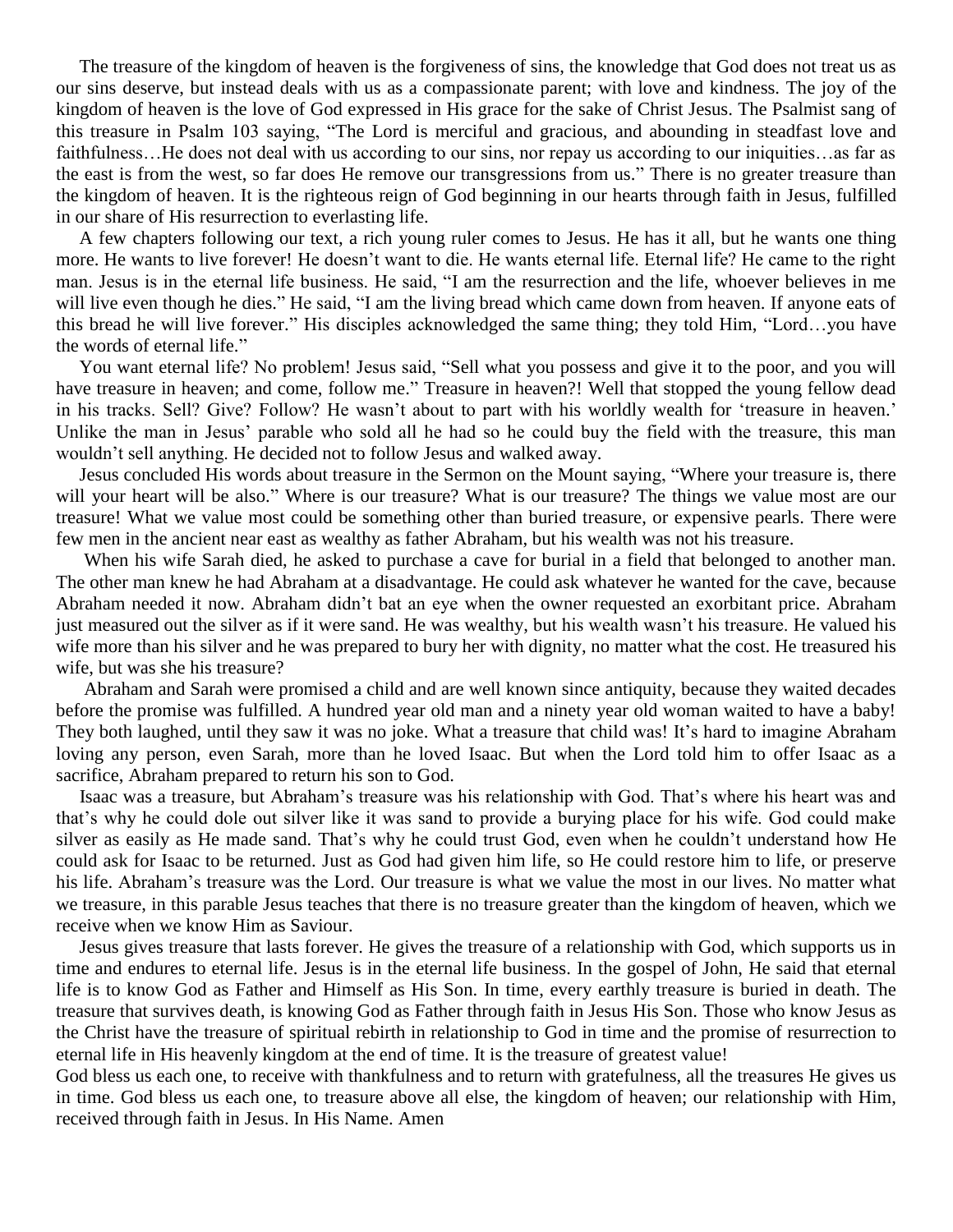The treasure of the kingdom of heaven is the forgiveness of sins, the knowledge that God does not treat us as our sins deserve, but instead deals with us as a compassionate parent; with love and kindness. The joy of the kingdom of heaven is the love of God expressed in His grace for the sake of Christ Jesus. The Psalmist sang of this treasure in Psalm 103 saying, "The Lord is merciful and gracious, and abounding in steadfast love and faithfulness…He does not deal with us according to our sins, nor repay us according to our iniquities…as far as the east is from the west, so far does He remove our transgressions from us." There is no greater treasure than the kingdom of heaven. It is the righteous reign of God beginning in our hearts through faith in Jesus, fulfilled in our share of His resurrection to everlasting life.

A few chapters following our text, a rich young ruler comes to Jesus. He has it all, but he wants one thing more. He wants to live forever! He doesn't want to die. He wants eternal life. Eternal life? He came to the right man. Jesus is in the eternal life business. He said, "I am the resurrection and the life, whoever believes in me will live even though he dies." He said, "I am the living bread which came down from heaven. If anyone eats of this bread he will live forever." His disciples acknowledged the same thing; they told Him, "Lord…you have the words of eternal life."

You want eternal life? No problem! Jesus said, "Sell what you possess and give it to the poor, and you will have treasure in heaven; and come, follow me." Treasure in heaven?! Well that stopped the young fellow dead in his tracks. Sell? Give? Follow? He wasn't about to part with his worldly wealth for 'treasure in heaven.' Unlike the man in Jesus' parable who sold all he had so he could buy the field with the treasure, this man wouldn't sell anything. He decided not to follow Jesus and walked away.

Jesus concluded His words about treasure in the Sermon on the Mount saying, "Where your treasure is, there will your heart will be also." Where is our treasure? What is our treasure? The things we value most are our treasure! What we value most could be something other than buried treasure, or expensive pearls. There were few men in the ancient near east as wealthy as father Abraham, but his wealth was not his treasure.

When his wife Sarah died, he asked to purchase a cave for burial in a field that belonged to another man. The other man knew he had Abraham at a disadvantage. He could ask whatever he wanted for the cave, because Abraham needed it now. Abraham didn't bat an eye when the owner requested an exorbitant price. Abraham just measured out the silver as if it were sand. He was wealthy, but his wealth wasn't his treasure. He valued his wife more than his silver and he was prepared to bury her with dignity, no matter what the cost. He treasured his wife, but was she his treasure?

Abraham and Sarah were promised a child and are well known since antiquity, because they waited decades before the promise was fulfilled. A hundred year old man and a ninety year old woman waited to have a baby! They both laughed, until they saw it was no joke. What a treasure that child was! It's hard to imagine Abraham loving any person, even Sarah, more than he loved Isaac. But when the Lord told him to offer Isaac as a sacrifice, Abraham prepared to return his son to God.

Isaac was a treasure, but Abraham's treasure was his relationship with God. That's where his heart was and that's why he could dole out silver like it was sand to provide a burying place for his wife. God could make silver as easily as He made sand. That's why he could trust God, even when he couldn't understand how He could ask for Isaac to be returned. Just as God had given him life, so He could restore him to life, or preserve his life. Abraham's treasure was the Lord. Our treasure is what we value the most in our lives. No matter what we treasure, in this parable Jesus teaches that there is no treasure greater than the kingdom of heaven, which we receive when we know Him as Saviour.

Jesus gives treasure that lasts forever. He gives the treasure of a relationship with God, which supports us in time and endures to eternal life. Jesus is in the eternal life business. In the gospel of John, He said that eternal life is to know God as Father and Himself as His Son. In time, every earthly treasure is buried in death. The treasure that survives death, is knowing God as Father through faith in Jesus His Son. Those who know Jesus as the Christ have the treasure of spiritual rebirth in relationship to God in time and the promise of resurrection to eternal life in His heavenly kingdom at the end of time. It is the treasure of greatest value!

God bless us each one, to receive with thankfulness and to return with gratefulness, all the treasures He gives us in time. God bless us each one, to treasure above all else, the kingdom of heaven; our relationship with Him, received through faith in Jesus. In His Name. Amen